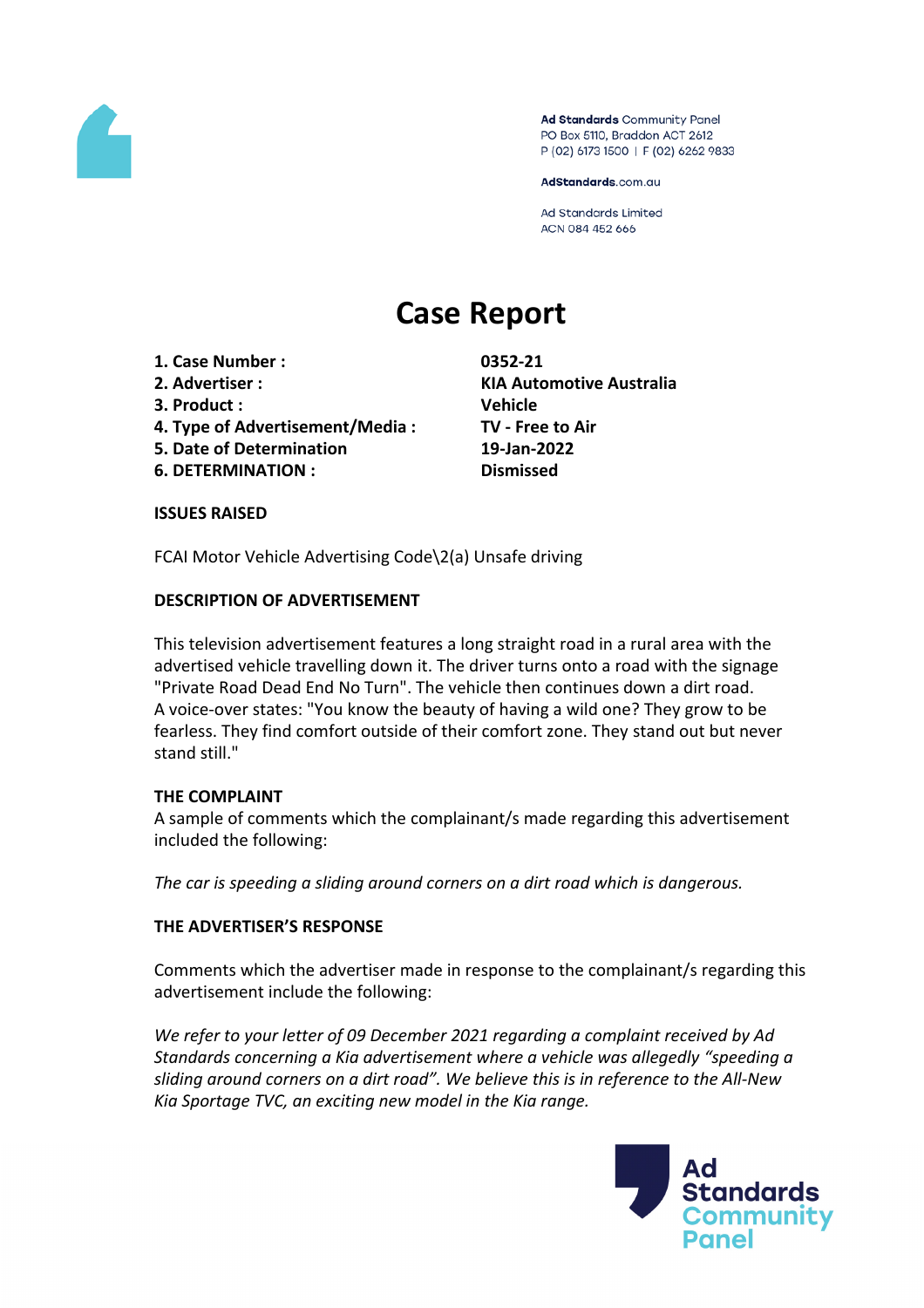Ad Standards Community Panel
PO Box 5110, Braddon ACT 2612
P (02) 6173 1500 | F (02) 6262 9833

AdStandards.com.au

Ad Standards Limited
ACN 084 452 666

# Case Report

| | |
|---|---|
| **1. Case Number :** | **0352-21** |
| **2. Advertiser :** | **KIA Automotive Australia** |
| **3. Product :** | **Vehicle** |
| **4. Type of Advertisement/Media :** | **TV - Free to Air** |
| **5. Date of Determination** | **19-Jan-2022** |
| **6. DETERMINATION :** | **Dismissed** |

**ISSUES RAISED**

FCAI Motor Vehicle Advertising Code\2(a) Unsafe driving

**DESCRIPTION OF ADVERTISEMENT**

This television advertisement features a long straight road in a rural area with the advertised vehicle travelling down it. The driver turns onto a road with the signage "Private Road Dead End No Turn". The vehicle then continues down a dirt road. A voice-over states: "You know the beauty of having a wild one? They grow to be fearless. They find comfort outside of their comfort zone. They stand out but never stand still."

**THE COMPLAINT**

A sample of comments which the complainant/s made regarding this advertisement included the following:

*The car is speeding a sliding around corners on a dirt road which is dangerous.*

**THE ADVERTISER'S RESPONSE**

Comments which the advertiser made in response to the complainant/s regarding this advertisement include the following:

*We refer to your letter of 09 December 2021 regarding a complaint received by Ad Standards concerning a Kia advertisement where a vehicle was allegedly "speeding a sliding around corners on a dirt road". We believe this is in reference to the All-New Kia Sportage TVC, an exciting new model in the Kia range.*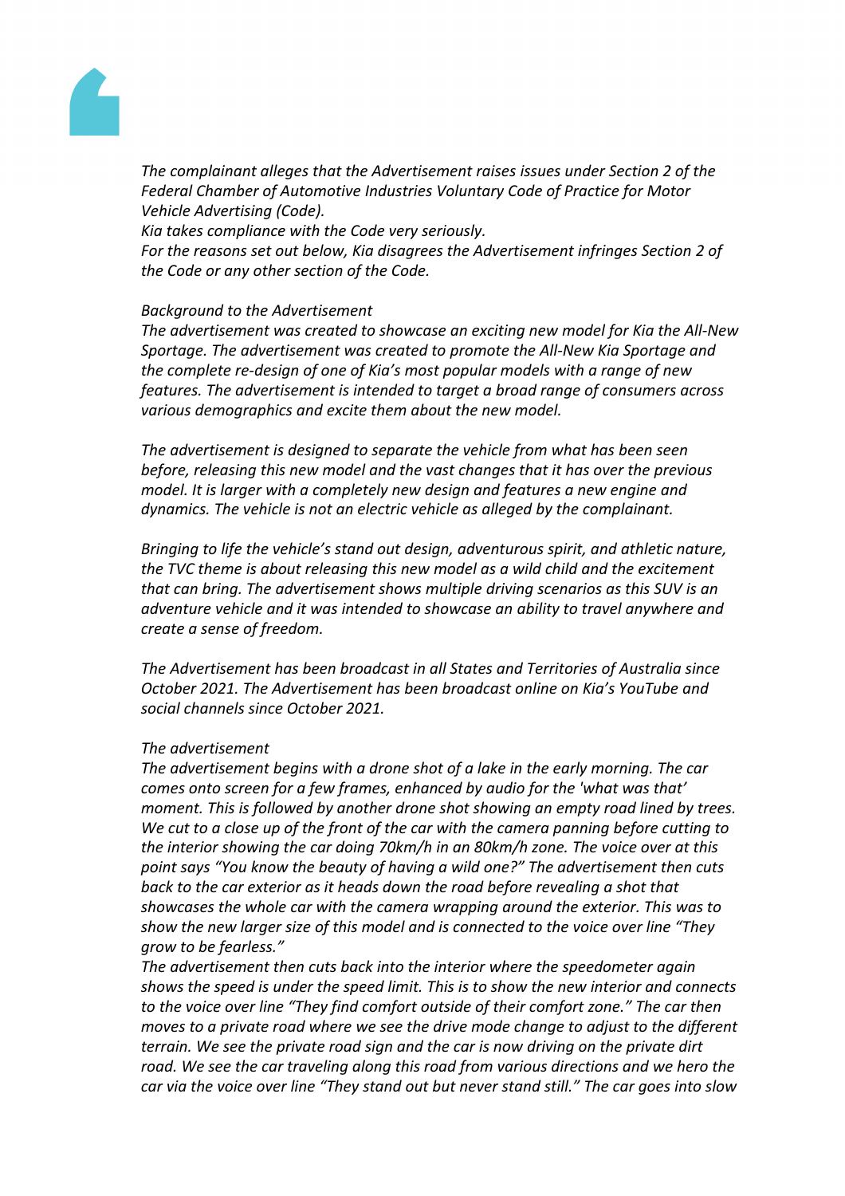*The complainant alleges that the Advertisement raises issues under Section 2 of the Federal Chamber of Automotive Industries Voluntary Code of Practice for Motor Vehicle Advertising (Code).*
*Kia takes compliance with the Code very seriously.*
*For the reasons set out below, Kia disagrees the Advertisement infringes Section 2 of the Code or any other section of the Code.*

*Background to the Advertisement*
*The advertisement was created to showcase an exciting new model for Kia the All-New Sportage. The advertisement was created to promote the All-New Kia Sportage and the complete re-design of one of Kia's most popular models with a range of new features. The advertisement is intended to target a broad range of consumers across various demographics and excite them about the new model.*

*The advertisement is designed to separate the vehicle from what has been seen before, releasing this new model and the vast changes that it has over the previous model. It is larger with a completely new design and features a new engine and dynamics. The vehicle is not an electric vehicle as alleged by the complainant.*

*Bringing to life the vehicle's stand out design, adventurous spirit, and athletic nature, the TVC theme is about releasing this new model as a wild child and the excitement that can bring. The advertisement shows multiple driving scenarios as this SUV is an adventure vehicle and it was intended to showcase an ability to travel anywhere and create a sense of freedom.*

*The Advertisement has been broadcast in all States and Territories of Australia since October 2021. The Advertisement has been broadcast online on Kia's YouTube and social channels since October 2021.*

*The advertisement*
*The advertisement begins with a drone shot of a lake in the early morning. The car comes onto screen for a few frames, enhanced by audio for the 'what was that' moment. This is followed by another drone shot showing an empty road lined by trees. We cut to a close up of the front of the car with the camera panning before cutting to the interior showing the car doing 70km/h in an 80km/h zone. The voice over at this point says "You know the beauty of having a wild one?" The advertisement then cuts back to the car exterior as it heads down the road before revealing a shot that showcases the whole car with the camera wrapping around the exterior. This was to show the new larger size of this model and is connected to the voice over line "They grow to be fearless."*
*The advertisement then cuts back into the interior where the speedometer again shows the speed is under the speed limit. This is to show the new interior and connects to the voice over line "They find comfort outside of their comfort zone." The car then moves to a private road where we see the drive mode change to adjust to the different terrain. We see the private road sign and the car is now driving on the private dirt road. We see the car traveling along this road from various directions and we hero the car via the voice over line "They stand out but never stand still." The car goes into slow*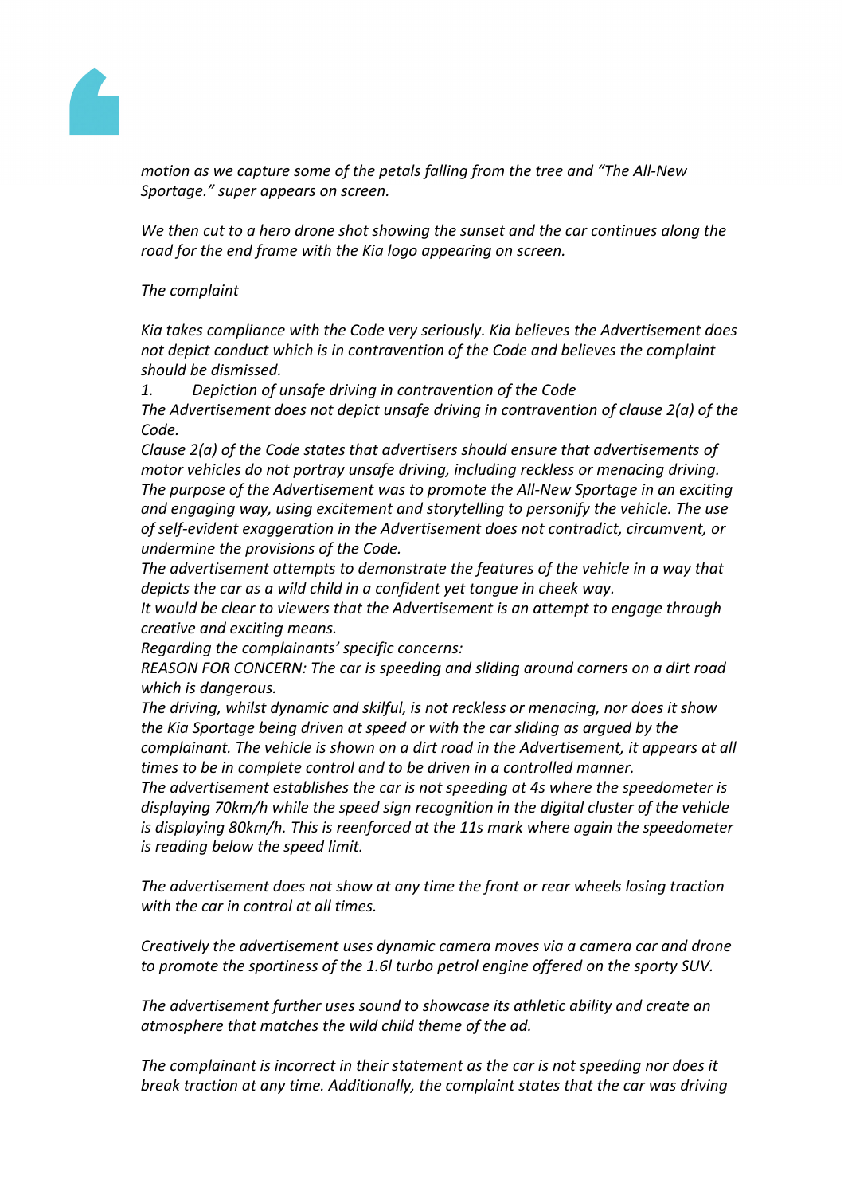*motion as we capture some of the petals falling from the tree and "The All-New Sportage." super appears on screen.*

*We then cut to a hero drone shot showing the sunset and the car continues along the road for the end frame with the Kia logo appearing on screen.*

*The complaint*

*Kia takes compliance with the Code very seriously. Kia believes the Advertisement does not depict conduct which is in contravention of the Code and believes the complaint should be dismissed.*

*1. Depiction of unsafe driving in contravention of the Code*

*The Advertisement does not depict unsafe driving in contravention of clause 2(a) of the Code.*

*Clause 2(a) of the Code states that advertisers should ensure that advertisements of motor vehicles do not portray unsafe driving, including reckless or menacing driving.*

*The purpose of the Advertisement was to promote the All-New Sportage in an exciting and engaging way, using excitement and storytelling to personify the vehicle. The use of self-evident exaggeration in the Advertisement does not contradict, circumvent, or undermine the provisions of the Code.*

*The advertisement attempts to demonstrate the features of the vehicle in a way that depicts the car as a wild child in a confident yet tongue in cheek way.*

*It would be clear to viewers that the Advertisement is an attempt to engage through creative and exciting means.*

*Regarding the complainants' specific concerns:*

*REASON FOR CONCERN: The car is speeding and sliding around corners on a dirt road which is dangerous.*

*The driving, whilst dynamic and skilful, is not reckless or menacing, nor does it show the Kia Sportage being driven at speed or with the car sliding as argued by the complainant. The vehicle is shown on a dirt road in the Advertisement, it appears at all times to be in complete control and to be driven in a controlled manner.*

*The advertisement establishes the car is not speeding at 4s where the speedometer is displaying 70km/h while the speed sign recognition in the digital cluster of the vehicle is displaying 80km/h. This is reenforced at the 11s mark where again the speedometer is reading below the speed limit.*

*The advertisement does not show at any time the front or rear wheels losing traction with the car in control at all times.*

*Creatively the advertisement uses dynamic camera moves via a camera car and drone to promote the sportiness of the 1.6l turbo petrol engine offered on the sporty SUV.*

*The advertisement further uses sound to showcase its athletic ability and create an atmosphere that matches the wild child theme of the ad.*

*The complainant is incorrect in their statement as the car is not speeding nor does it break traction at any time. Additionally, the complaint states that the car was driving*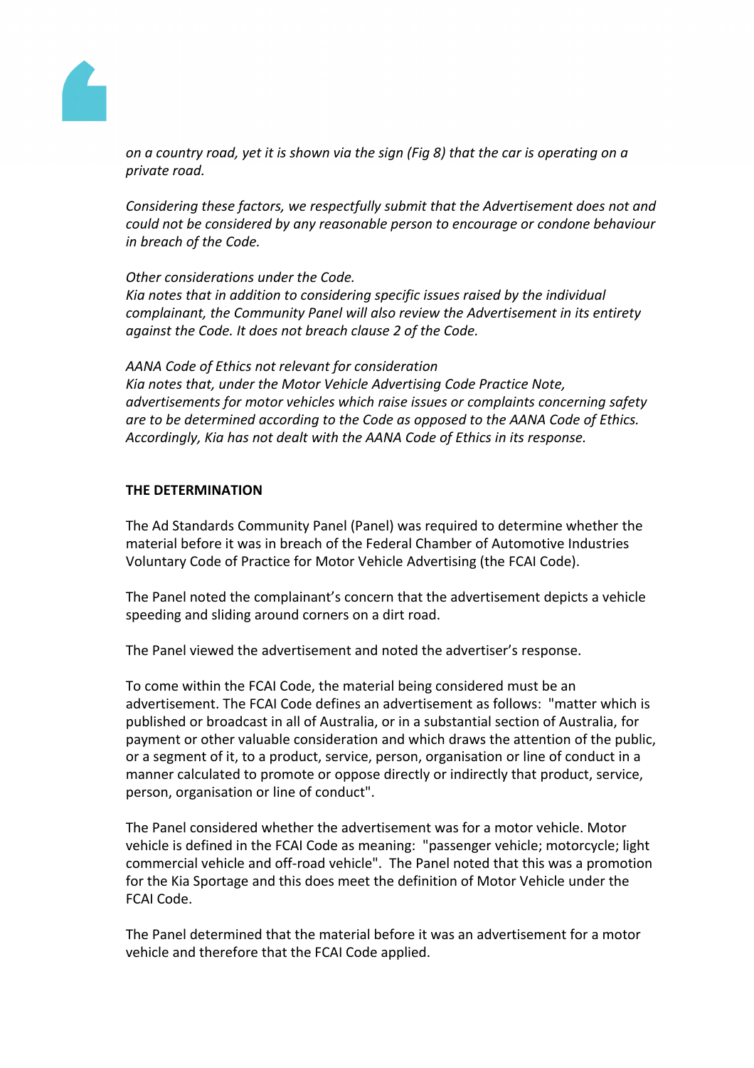*on a country road, yet it is shown via the sign (Fig 8) that the car is operating on a private road.*

*Considering these factors, we respectfully submit that the Advertisement does not and could not be considered by any reasonable person to encourage or condone behaviour in breach of the Code.*

*Other considerations under the Code.*
*Kia notes that in addition to considering specific issues raised by the individual complainant, the Community Panel will also review the Advertisement in its entirety against the Code. It does not breach clause 2 of the Code.*

*AANA Code of Ethics not relevant for consideration*
*Kia notes that, under the Motor Vehicle Advertising Code Practice Note, advertisements for motor vehicles which raise issues or complaints concerning safety are to be determined according to the Code as opposed to the AANA Code of Ethics. Accordingly, Kia has not dealt with the AANA Code of Ethics in its response.*

**THE DETERMINATION**

The Ad Standards Community Panel (Panel) was required to determine whether the material before it was in breach of the Federal Chamber of Automotive Industries Voluntary Code of Practice for Motor Vehicle Advertising (the FCAI Code).

The Panel noted the complainant's concern that the advertisement depicts a vehicle speeding and sliding around corners on a dirt road.

The Panel viewed the advertisement and noted the advertiser's response.

To come within the FCAI Code, the material being considered must be an advertisement. The FCAI Code defines an advertisement as follows: "matter which is published or broadcast in all of Australia, or in a substantial section of Australia, for payment or other valuable consideration and which draws the attention of the public, or a segment of it, to a product, service, person, organisation or line of conduct in a manner calculated to promote or oppose directly or indirectly that product, service, person, organisation or line of conduct".

The Panel considered whether the advertisement was for a motor vehicle. Motor vehicle is defined in the FCAI Code as meaning: "passenger vehicle; motorcycle; light commercial vehicle and off-road vehicle". The Panel noted that this was a promotion for the Kia Sportage and this does meet the definition of Motor Vehicle under the FCAI Code.

The Panel determined that the material before it was an advertisement for a motor vehicle and therefore that the FCAI Code applied.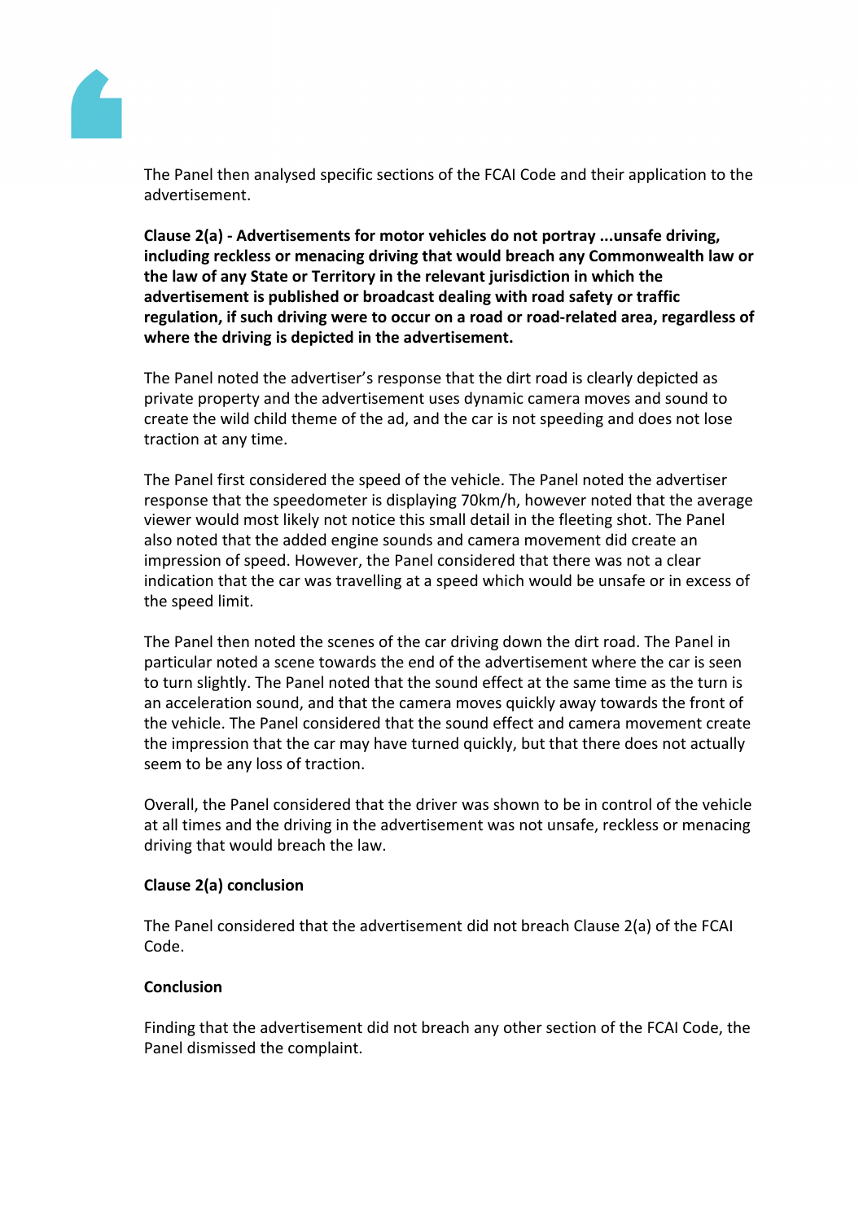The Panel then analysed specific sections of the FCAI Code and their application to the advertisement.

**Clause 2(a) - Advertisements for motor vehicles do not portray ...unsafe driving, including reckless or menacing driving that would breach any Commonwealth law or the law of any State or Territory in the relevant jurisdiction in which the advertisement is published or broadcast dealing with road safety or traffic regulation, if such driving were to occur on a road or road-related area, regardless of where the driving is depicted in the advertisement.**

The Panel noted the advertiser's response that the dirt road is clearly depicted as private property and the advertisement uses dynamic camera moves and sound to create the wild child theme of the ad, and the car is not speeding and does not lose traction at any time.

The Panel first considered the speed of the vehicle. The Panel noted the advertiser response that the speedometer is displaying 70km/h, however noted that the average viewer would most likely not notice this small detail in the fleeting shot. The Panel also noted that the added engine sounds and camera movement did create an impression of speed. However, the Panel considered that there was not a clear indication that the car was travelling at a speed which would be unsafe or in excess of the speed limit.

The Panel then noted the scenes of the car driving down the dirt road. The Panel in particular noted a scene towards the end of the advertisement where the car is seen to turn slightly. The Panel noted that the sound effect at the same time as the turn is an acceleration sound, and that the camera moves quickly away towards the front of the vehicle. The Panel considered that the sound effect and camera movement create the impression that the car may have turned quickly, but that there does not actually seem to be any loss of traction.

Overall, the Panel considered that the driver was shown to be in control of the vehicle at all times and the driving in the advertisement was not unsafe, reckless or menacing driving that would breach the law.

**Clause 2(a) conclusion**

The Panel considered that the advertisement did not breach Clause 2(a) of the FCAI Code.

**Conclusion**

Finding that the advertisement did not breach any other section of the FCAI Code, the Panel dismissed the complaint.